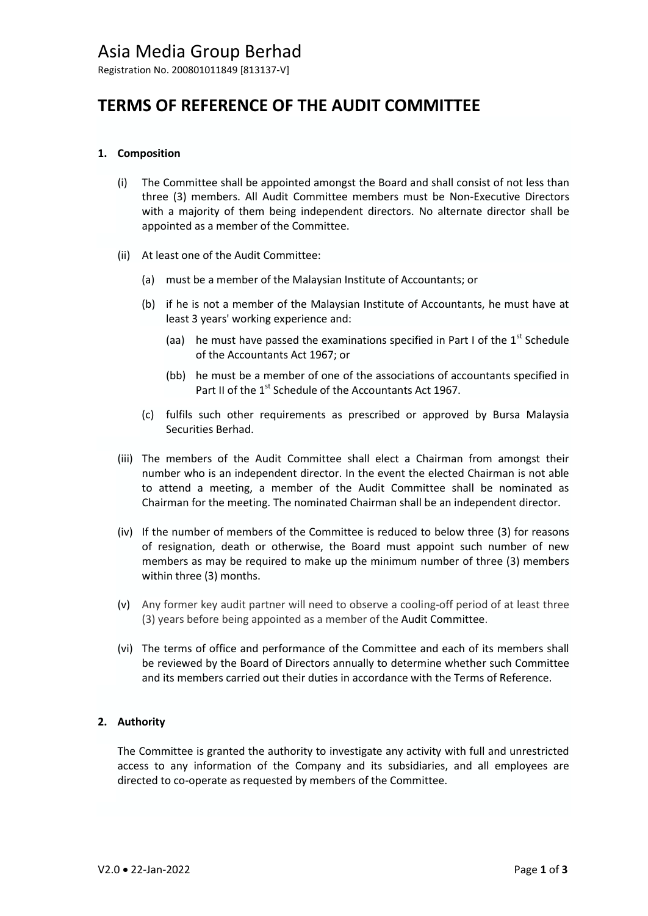# Asia Media Group Berhad

Registration No. 200801011849 [813137-V]

## TERMS OF REFERENCE OF THE AUDIT COMMITTEE

### 1. Composition

(i) The Committee shall be appointed amongst the Board and shall consist of not less than three (3) members. All Audit Committee members must be Non-Executive Directors with a majority of them being independent directors. No alternate director shall be appointed as a member of the Committee.

(ii) At least one of the Audit Committee:

(a) must be a member of the Malaysian Institute of Accountants; or

(b) if he is not a member of the Malaysian Institute of Accountants, he must have at least 3 years' working experience and:

(aa) he must have passed the examinations specified in Part I of the 1st Schedule of the Accountants Act 1967; or

(bb) he must be a member of one of the associations of accountants specified in Part II of the 1st Schedule of the Accountants Act 1967.

(c) fulfils such other requirements as prescribed or approved by Bursa Malaysia Securities Berhad.

(iii) The members of the Audit Committee shall elect a Chairman from amongst their number who is an independent director. In the event the elected Chairman is not able to attend a meeting, a member of the Audit Committee shall be nominated as Chairman for the meeting. The nominated Chairman shall be an independent director.

(iv) If the number of members of the Committee is reduced to below three (3) for reasons of resignation, death or otherwise, the Board must appoint such number of new members as may be required to make up the minimum number of three (3) members within three (3) months.

(v) Any former key audit partner will need to observe a cooling-off period of at least three (3) years before being appointed as a member of the Audit Committee.

(vi) The terms of office and performance of the Committee and each of its members shall be reviewed by the Board of Directors annually to determine whether such Committee and its members carried out their duties in accordance with the Terms of Reference.

### 2. Authority

The Committee is granted the authority to investigate any activity with full and unrestricted access to any information of the Company and its subsidiaries, and all employees are directed to co-operate as requested by members of the Committee.

V2.0 • 22-Jan-2022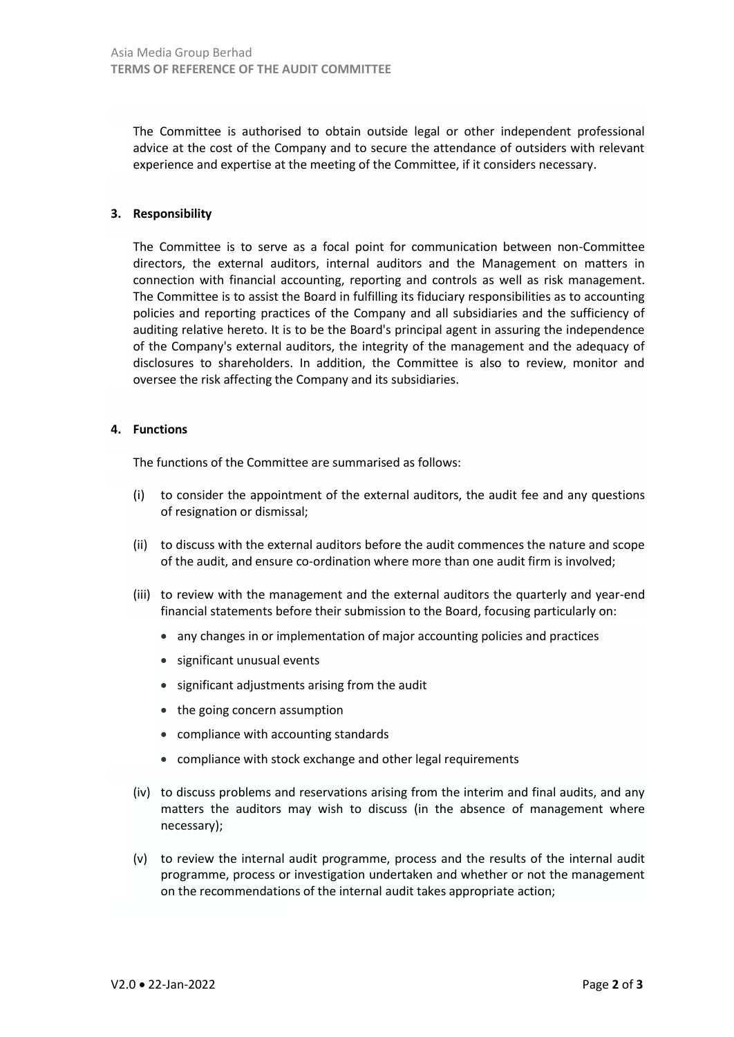The Committee is authorised to obtain outside legal or other independent professional advice at the cost of the Company and to secure the attendance of outsiders with relevant experience and expertise at the meeting of the Committee, if it considers necessary.

## 3. Responsibility

The Committee is to serve as a focal point for communication between non-Committee directors, the external auditors, internal auditors and the Management on matters in connection with financial accounting, reporting and controls as well as risk management. The Committee is to assist the Board in fulfilling its fiduciary responsibilities as to accounting policies and reporting practices of the Company and all subsidiaries and the sufficiency of auditing relative hereto. It is to be the Board's principal agent in assuring the independence of the Company's external auditors, the integrity of the management and the adequacy of disclosures to shareholders. In addition, the Committee is also to review, monitor and oversee the risk affecting the Company and its subsidiaries.

## 4. Functions

The functions of the Committee are summarised as follows:

(i) to consider the appointment of the external auditors, the audit fee and any questions of resignation or dismissal;

(ii) to discuss with the external auditors before the audit commences the nature and scope of the audit, and ensure co-ordination where more than one audit firm is involved;

(iii) to review with the management and the external auditors the quarterly and year-end financial statements before their submission to the Board, focusing particularly on:

- any changes in or implementation of major accounting policies and practices
- significant unusual events
- significant adjustments arising from the audit
- the going concern assumption
- compliance with accounting standards
- compliance with stock exchange and other legal requirements

(iv) to discuss problems and reservations arising from the interim and final audits, and any matters the auditors may wish to discuss (in the absence of management where necessary);

(v) to review the internal audit programme, process and the results of the internal audit programme, process or investigation undertaken and whether or not the management on the recommendations of the internal audit takes appropriate action;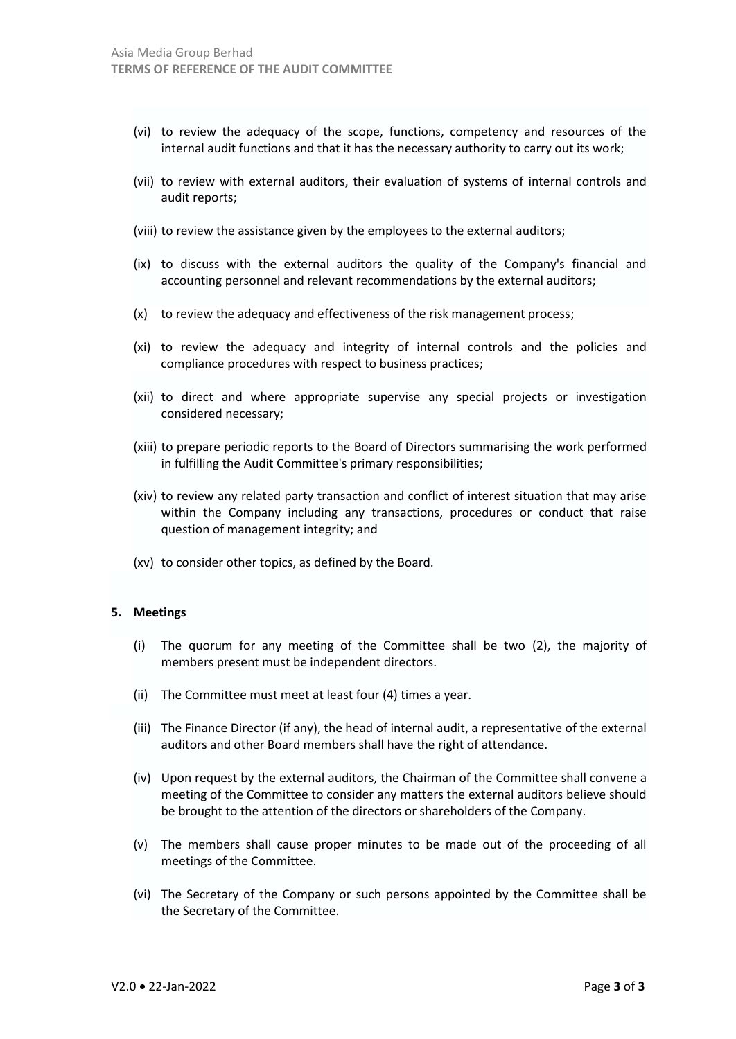(vi) to review the adequacy of the scope, functions, competency and resources of the internal audit functions and that it has the necessary authority to carry out its work;

(vii) to review with external auditors, their evaluation of systems of internal controls and audit reports;

(viii) to review the assistance given by the employees to the external auditors;

(ix) to discuss with the external auditors the quality of the Company's financial and accounting personnel and relevant recommendations by the external auditors;

(x) to review the adequacy and effectiveness of the risk management process;

(xi) to review the adequacy and integrity of internal controls and the policies and compliance procedures with respect to business practices;

(xii) to direct and where appropriate supervise any special projects or investigation considered necessary;

(xiii) to prepare periodic reports to the Board of Directors summarising the work performed in fulfilling the Audit Committee's primary responsibilities;

(xiv) to review any related party transaction and conflict of interest situation that may arise within the Company including any transactions, procedures or conduct that raise question of management integrity; and

(xv) to consider other topics, as defined by the Board.

**5. Meetings**

(i) The quorum for any meeting of the Committee shall be two (2), the majority of members present must be independent directors.

(ii) The Committee must meet at least four (4) times a year.

(iii) The Finance Director (if any), the head of internal audit, a representative of the external auditors and other Board members shall have the right of attendance.

(iv) Upon request by the external auditors, the Chairman of the Committee shall convene a meeting of the Committee to consider any matters the external auditors believe should be brought to the attention of the directors or shareholders of the Company.

(v) The members shall cause proper minutes to be made out of the proceeding of all meetings of the Committee.

(vi) The Secretary of the Company or such persons appointed by the Committee shall be the Secretary of the Committee.